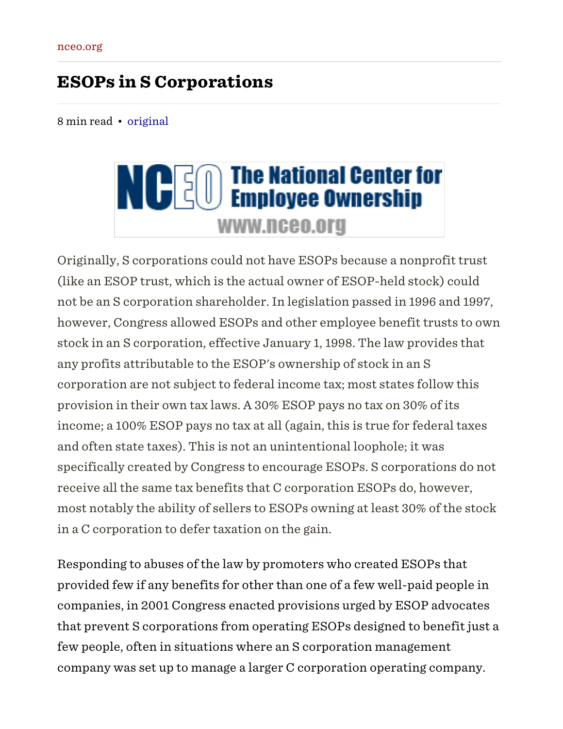nceo.org

# ESOPs in S Corporations

8 min read • original

Originally, S corporations could not have ESOPs because a nonprofit trust (like an ESOP trust, which is the actual owner of ESOP-held stock) could not be an S corporation shareholder. In legislation passed in 1996 and 1997, however, Congress allowed ESOPs and other employee benefit trusts to own stock in an S corporation, effective January 1, 1998. The law provides that any profits attributable to the ESOP's ownership of stock in an S corporation are not subject to federal income tax; most states follow this provision in their own tax laws. A 30% ESOP pays no tax on 30% of its income; a 100% ESOP pays no tax at all (again, this is true for federal taxes and often state taxes). This is not an unintentional loophole; it was specifically created by Congress to encourage ESOPs. S corporations do not receive all the same tax benefits that C corporation ESOPs do, however, most notably the ability of sellers to ESOPs owning at least 30% of the stock in a C corporation to defer taxation on the gain.

Responding to abuses of the law by promoters who created ESOPs that provided few if any benefits for other than one of a few well-paid people in companies, in 2001 Congress enacted provisions urged by ESOP advocates that prevent S corporations from operating ESOPs designed to benefit just a few people, often in situations where an S corporation management company was set up to manage a larger C corporation operating company.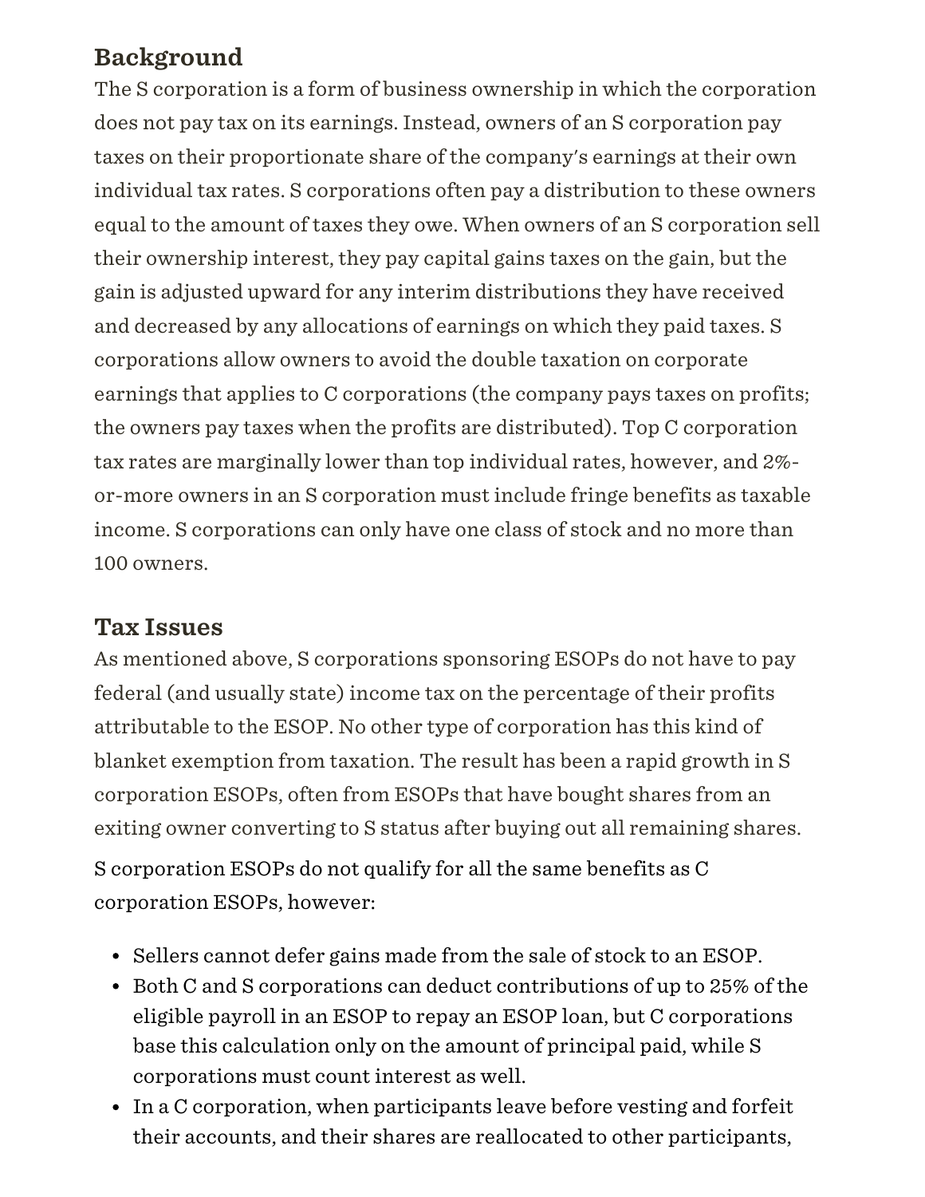## Background

The S corporation is a form of business ownership in which the corporation does not pay tax on its earnings. Instead, owners of an S corporation pay taxes on their proportionate share of the company's earnings at their own individual tax rates. S corporations often pay a distribution to these owners equal to the amount of taxes they owe. When owners of an S corporation sell their ownership interest, they pay capital gains taxes on the gain, but the gain is adjusted upward for any interim distributions they have received and decreased by any allocations of earnings on which they paid taxes. S corporations allow owners to avoid the double taxation on corporate earnings that applies to C corporations (the company pays taxes on profits; the owners pay taxes when the profits are distributed). Top C corporation tax rates are marginally lower than top individual rates, however, and 2%-or-more owners in an S corporation must include fringe benefits as taxable income. S corporations can only have one class of stock and no more than 100 owners.

## Tax Issues

As mentioned above, S corporations sponsoring ESOPs do not have to pay federal (and usually state) income tax on the percentage of their profits attributable to the ESOP. No other type of corporation has this kind of blanket exemption from taxation. The result has been a rapid growth in S corporation ESOPs, often from ESOPs that have bought shares from an exiting owner converting to S status after buying out all remaining shares.

S corporation ESOPs do not qualify for all the same benefits as C corporation ESOPs, however:

- Sellers cannot defer gains made from the sale of stock to an ESOP.
- Both C and S corporations can deduct contributions of up to 25% of the eligible payroll in an ESOP to repay an ESOP loan, but C corporations base this calculation only on the amount of principal paid, while S corporations must count interest as well.
- In a C corporation, when participants leave before vesting and forfeit their accounts, and their shares are reallocated to other participants,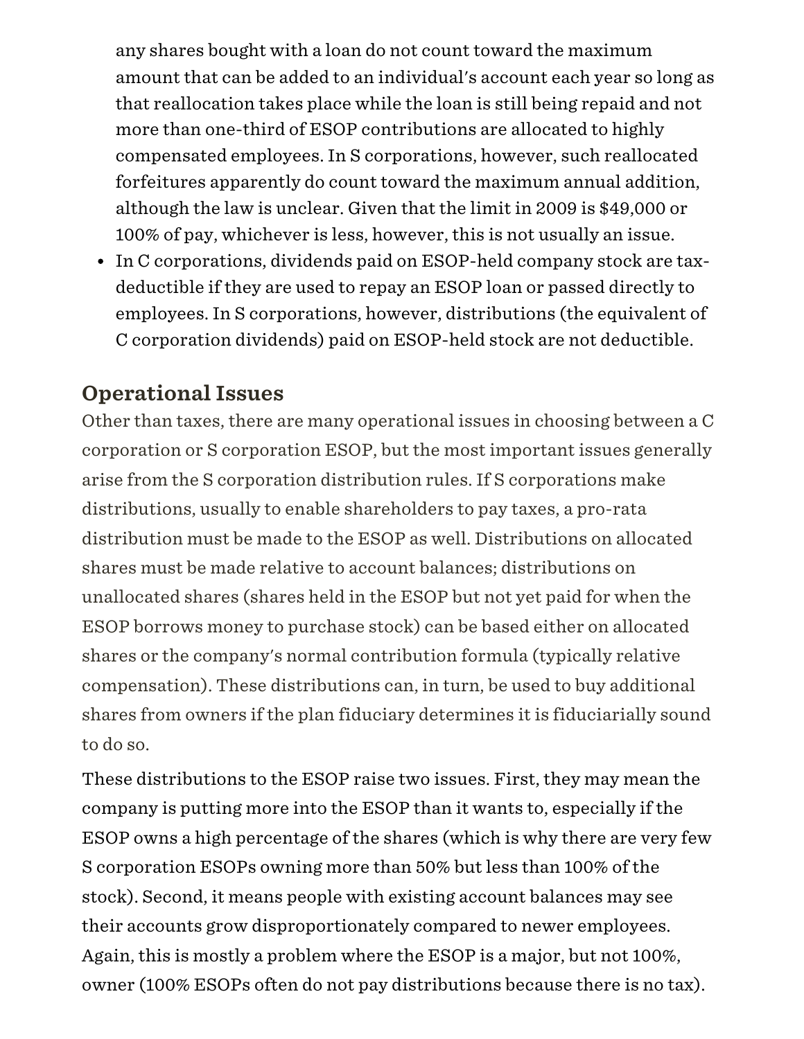any shares bought with a loan do not count toward the maximum amount that can be added to an individual's account each year so long as that reallocation takes place while the loan is still being repaid and not more than one-third of ESOP contributions are allocated to highly compensated employees. In S corporations, however, such reallocated forfeitures apparently do count toward the maximum annual addition, although the law is unclear. Given that the limit in 2009 is $49,000 or 100% of pay, whichever is less, however, this is not usually an issue.

- In C corporations, dividends paid on ESOP-held company stock are tax-deductible if they are used to repay an ESOP loan or passed directly to employees. In S corporations, however, distributions (the equivalent of C corporation dividends) paid on ESOP-held stock are not deductible.

## Operational Issues

Other than taxes, there are many operational issues in choosing between a C corporation or S corporation ESOP, but the most important issues generally arise from the S corporation distribution rules. If S corporations make distributions, usually to enable shareholders to pay taxes, a pro-rata distribution must be made to the ESOP as well. Distributions on allocated shares must be made relative to account balances; distributions on unallocated shares (shares held in the ESOP but not yet paid for when the ESOP borrows money to purchase stock) can be based either on allocated shares or the company's normal contribution formula (typically relative compensation). These distributions can, in turn, be used to buy additional shares from owners if the plan fiduciary determines it is fiduciarially sound to do so.

These distributions to the ESOP raise two issues. First, they may mean the company is putting more into the ESOP than it wants to, especially if the ESOP owns a high percentage of the shares (which is why there are very few S corporation ESOPs owning more than 50% but less than 100% of the stock). Second, it means people with existing account balances may see their accounts grow disproportionately compared to newer employees. Again, this is mostly a problem where the ESOP is a major, but not 100%, owner (100% ESOPs often do not pay distributions because there is no tax).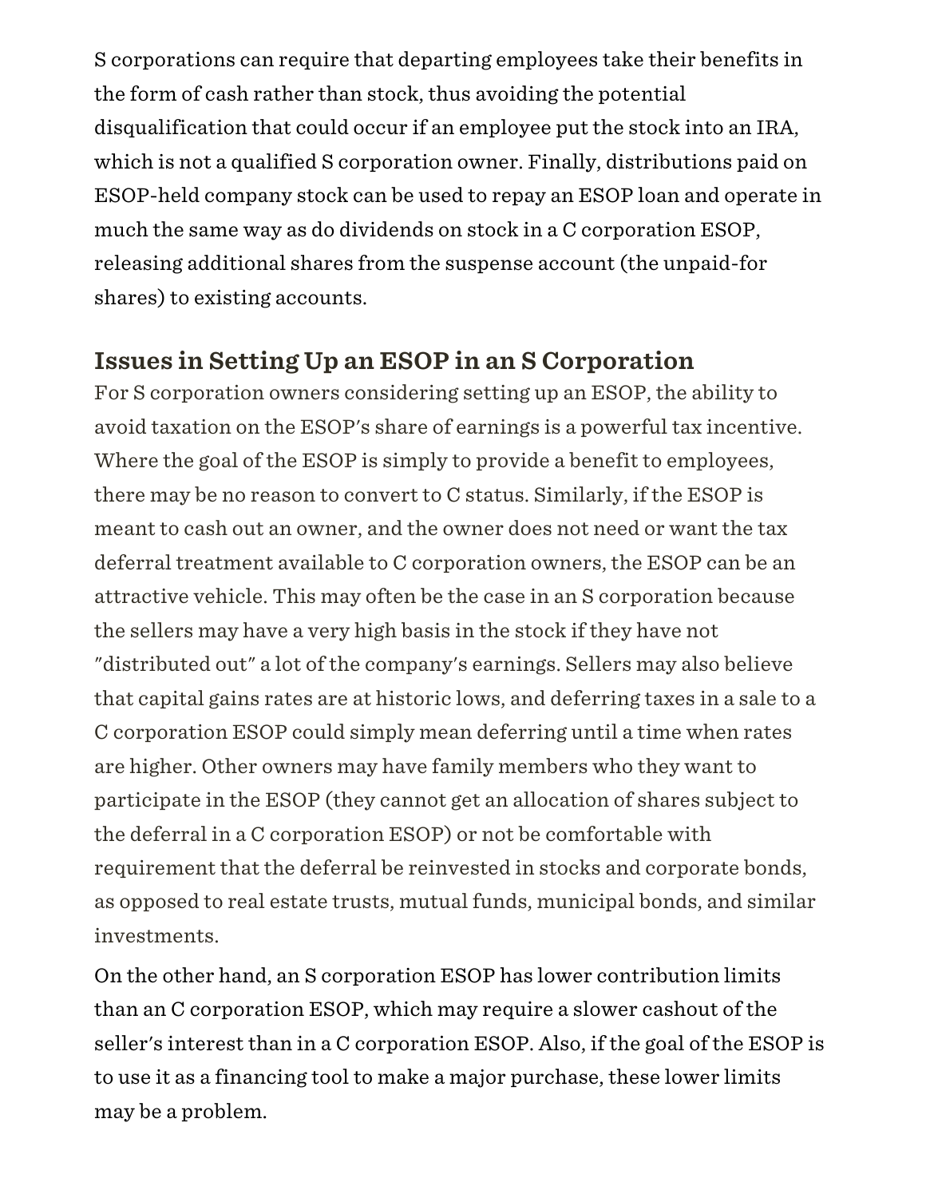S corporations can require that departing employees take their benefits in the form of cash rather than stock, thus avoiding the potential disqualification that could occur if an employee put the stock into an IRA, which is not a qualified S corporation owner. Finally, distributions paid on ESOP-held company stock can be used to repay an ESOP loan and operate in much the same way as do dividends on stock in a C corporation ESOP, releasing additional shares from the suspense account (the unpaid-for shares) to existing accounts.

## Issues in Setting Up an ESOP in an S Corporation

For S corporation owners considering setting up an ESOP, the ability to avoid taxation on the ESOP's share of earnings is a powerful tax incentive. Where the goal of the ESOP is simply to provide a benefit to employees, there may be no reason to convert to C status. Similarly, if the ESOP is meant to cash out an owner, and the owner does not need or want the tax deferral treatment available to C corporation owners, the ESOP can be an attractive vehicle. This may often be the case in an S corporation because the sellers may have a very high basis in the stock if they have not "distributed out" a lot of the company's earnings. Sellers may also believe that capital gains rates are at historic lows, and deferring taxes in a sale to a C corporation ESOP could simply mean deferring until a time when rates are higher. Other owners may have family members who they want to participate in the ESOP (they cannot get an allocation of shares subject to the deferral in a C corporation ESOP) or not be comfortable with requirement that the deferral be reinvested in stocks and corporate bonds, as opposed to real estate trusts, mutual funds, municipal bonds, and similar investments.

On the other hand, an S corporation ESOP has lower contribution limits than an C corporation ESOP, which may require a slower cashout of the seller's interest than in a C corporation ESOP. Also, if the goal of the ESOP is to use it as a financing tool to make a major purchase, these lower limits may be a problem.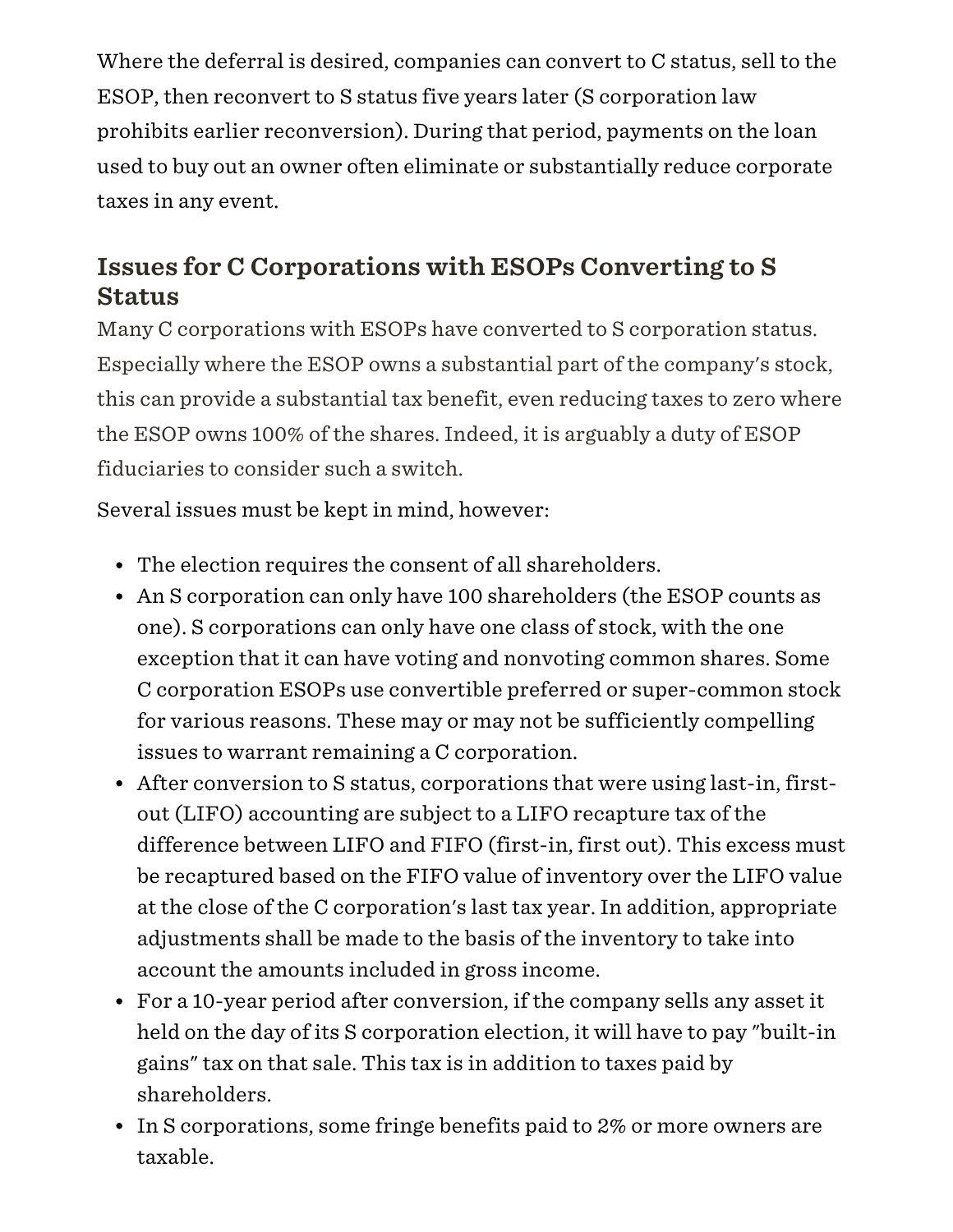Where the deferral is desired, companies can convert to C status, sell to the ESOP, then reconvert to S status five years later (S corporation law prohibits earlier reconversion). During that period, payments on the loan used to buy out an owner often eliminate or substantially reduce corporate taxes in any event.

## Issues for C Corporations with ESOPs Converting to S Status

Many C corporations with ESOPs have converted to S corporation status. Especially where the ESOP owns a substantial part of the company's stock, this can provide a substantial tax benefit, even reducing taxes to zero where the ESOP owns 100% of the shares. Indeed, it is arguably a duty of ESOP fiduciaries to consider such a switch.

Several issues must be kept in mind, however:

- The election requires the consent of all shareholders.
- An S corporation can only have 100 shareholders (the ESOP counts as one). S corporations can only have one class of stock, with the one exception that it can have voting and nonvoting common shares. Some C corporation ESOPs use convertible preferred or super-common stock for various reasons. These may or may not be sufficiently compelling issues to warrant remaining a C corporation.
- After conversion to S status, corporations that were using last-in, first-out (LIFO) accounting are subject to a LIFO recapture tax of the difference between LIFO and FIFO (first-in, first out). This excess must be recaptured based on the FIFO value of inventory over the LIFO value at the close of the C corporation's last tax year. In addition, appropriate adjustments shall be made to the basis of the inventory to take into account the amounts included in gross income.
- For a 10-year period after conversion, if the company sells any asset it held on the day of its S corporation election, it will have to pay "built-in gains" tax on that sale. This tax is in addition to taxes paid by shareholders.
- In S corporations, some fringe benefits paid to 2% or more owners are taxable.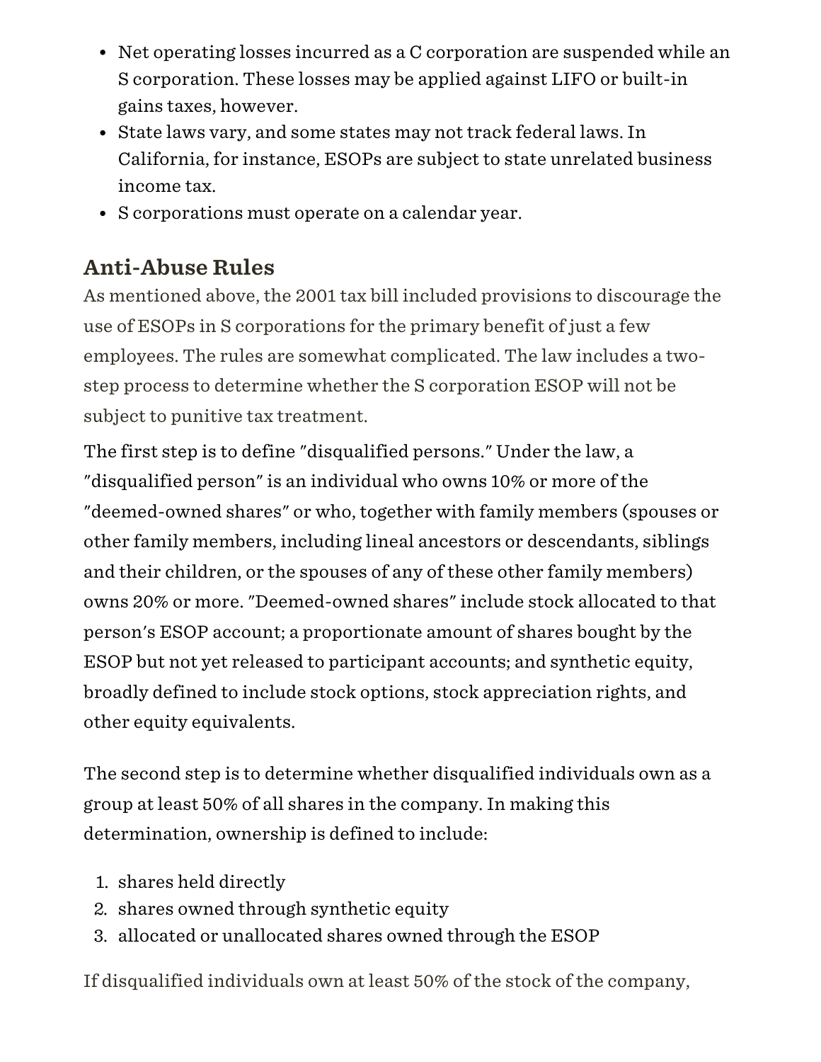- Net operating losses incurred as a C corporation are suspended while an S corporation. These losses may be applied against LIFO or built-in gains taxes, however.
- State laws vary, and some states may not track federal laws. In California, for instance, ESOPs are subject to state unrelated business income tax.
- S corporations must operate on a calendar year.

## Anti-Abuse Rules

As mentioned above, the 2001 tax bill included provisions to discourage the use of ESOPs in S corporations for the primary benefit of just a few employees. The rules are somewhat complicated. The law includes a two-step process to determine whether the S corporation ESOP will not be subject to punitive tax treatment.

The first step is to define "disqualified persons." Under the law, a "disqualified person" is an individual who owns 10% or more of the "deemed-owned shares" or who, together with family members (spouses or other family members, including lineal ancestors or descendants, siblings and their children, or the spouses of any of these other family members) owns 20% or more. "Deemed-owned shares" include stock allocated to that person's ESOP account; a proportionate amount of shares bought by the ESOP but not yet released to participant accounts; and synthetic equity, broadly defined to include stock options, stock appreciation rights, and other equity equivalents.

The second step is to determine whether disqualified individuals own as a group at least 50% of all shares in the company. In making this determination, ownership is defined to include:

1. shares held directly
2. shares owned through synthetic equity
3. allocated or unallocated shares owned through the ESOP

If disqualified individuals own at least 50% of the stock of the company,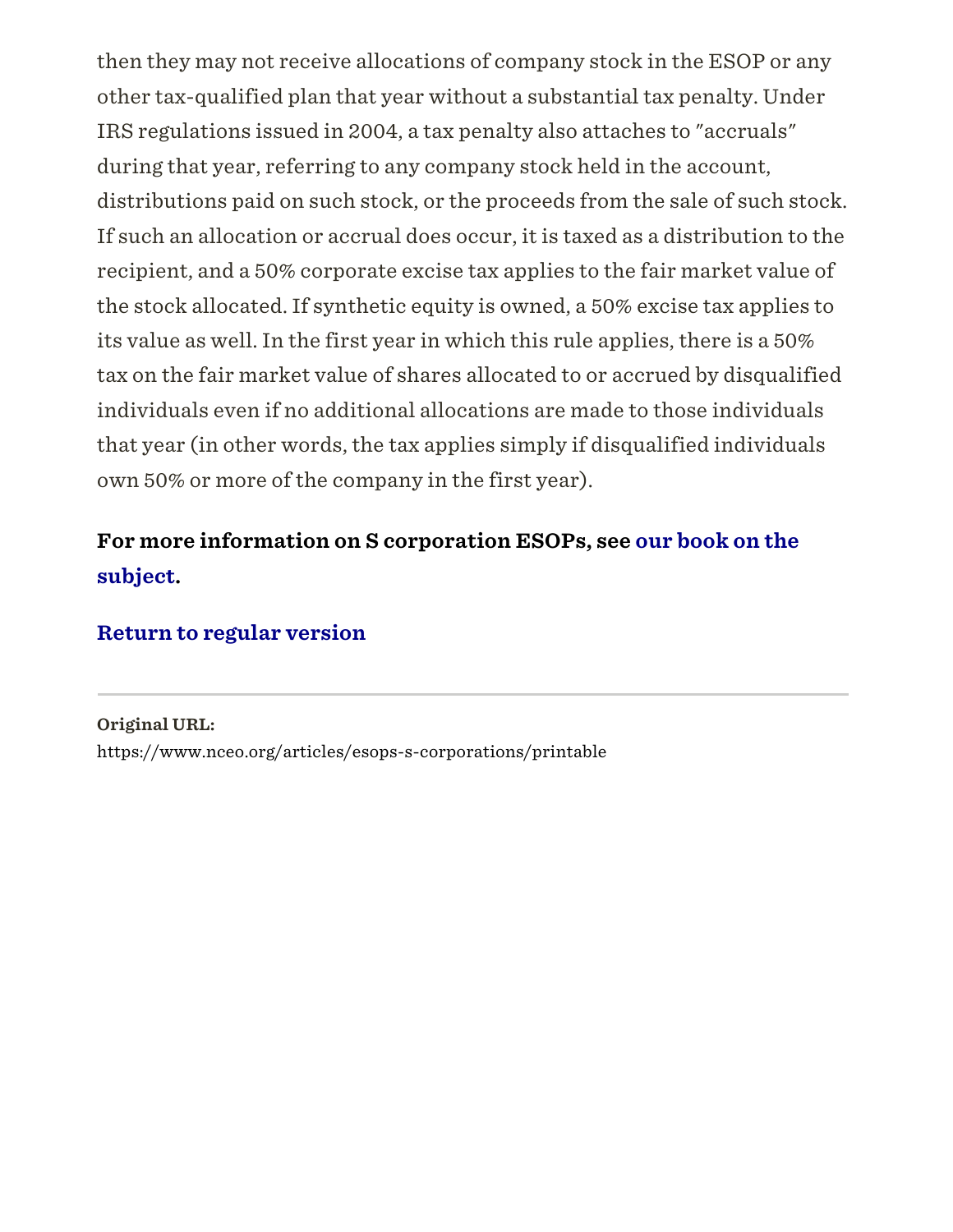then they may not receive allocations of company stock in the ESOP or any other tax-qualified plan that year without a substantial tax penalty. Under IRS regulations issued in 2004, a tax penalty also attaches to "accruals" during that year, referring to any company stock held in the account, distributions paid on such stock, or the proceeds from the sale of such stock. If such an allocation or accrual does occur, it is taxed as a distribution to the recipient, and a 50% corporate excise tax applies to the fair market value of the stock allocated. If synthetic equity is owned, a 50% excise tax applies to its value as well. In the first year in which this rule applies, there is a 50% tax on the fair market value of shares allocated to or accrued by disqualified individuals even if no additional allocations are made to those individuals that year (in other words, the tax applies simply if disqualified individuals own 50% or more of the company in the first year).

**For more information on S corporation ESOPs, see our book on the subject.**

**Return to regular version**

---

**Original URL:**
https://www.nceo.org/articles/esops-s-corporations/printable